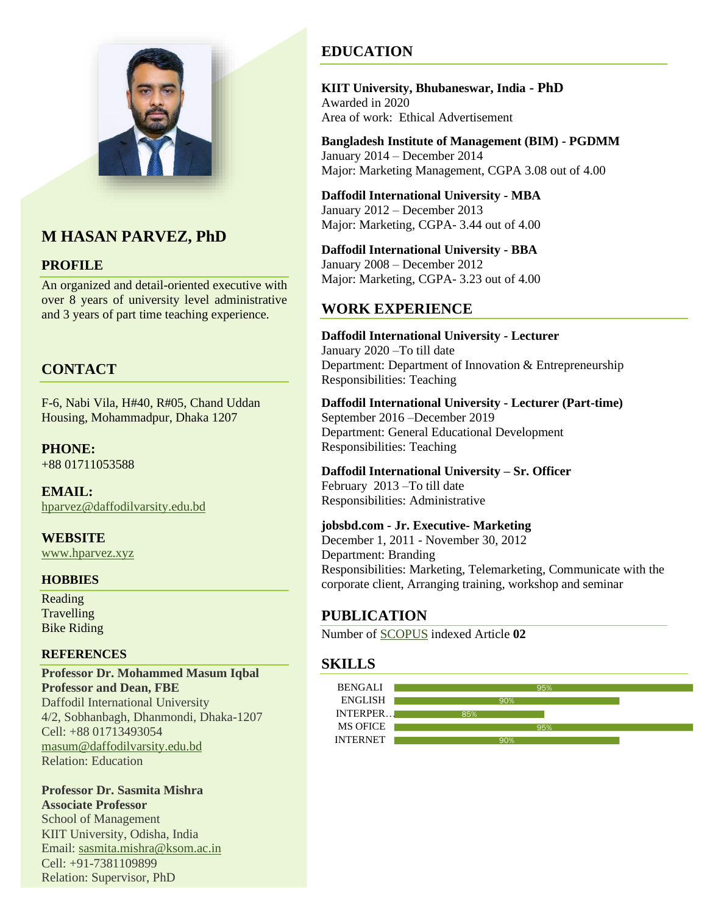# M HASAN PARVEZ, PhD

## PROFILE

An organized and detail-oriented executive with over 8 years of university level administrative and 3 years of part time teaching experience.

## CONTACT

F-6, Nabi Vila, H#40, R#05, Chand Uddan Housing, Mohammadpur, Dhaka 1207

**PHONE:**
+88 01711053588

**EMAIL:**
hparvez@daffodilvarsity.edu.bd

**WEBSITE**
www.hparvez.xyz

## HOBBIES

Reading
Travelling
Bike Riding

## REFERENCES

**Professor Dr. Mohammed Masum Iqbal**
**Professor and Dean, FBE**
Daffodil International University
4/2, Sobhanbagh, Dhanmondi, Dhaka-1207
Cell: +88 01713493054
masum@daffodilvarsity.edu.bd
Relation: Education

**Professor Dr. Sasmita Mishra**
**Associate Professor**
School of Management
KIIT University, Odisha, India
Email: sasmita.mishra@ksom.ac.in
Cell: +91-7381109899
Relation: Supervisor, PhD

## EDUCATION

**KIIT University, Bhubaneswar, India - PhD**
Awarded in 2020
Area of work: Ethical Advertisement

**Bangladesh Institute of Management (BIM) - PGDMM**
January 2014 – December 2014
Major: Marketing Management, CGPA 3.08 out of 4.00

**Daffodil International University - MBA**
January 2012 – December 2013
Major: Marketing, CGPA- 3.44 out of 4.00

**Daffodil International University - BBA**
January 2008 – December 2012
Major: Marketing, CGPA- 3.23 out of 4.00

## WORK EXPERIENCE

**Daffodil International University - Lecturer**
January 2020 –To till date
Department: Department of Innovation & Entrepreneurship
Responsibilities: Teaching

**Daffodil International University - Lecturer (Part-time)**
September 2016 –December 2019
Department: General Educational Development
Responsibilities: Teaching

**Daffodil International University – Sr. Officer**
February 2013 –To till date
Responsibilities: Administrative

**jobsbd.com - Jr. Executive- Marketing**
December 1, 2011 - November 30, 2012
Department: Branding
Responsibilities: Marketing, Telemarketing, Communicate with the corporate client, Arranging training, workshop and seminar

## PUBLICATION

Number of SCOPUS indexed Article **02**

## SKILLS

| Skill | Level |
| --- | --- |
| BENGALI | 95% |
| ENGLISH | 90% |
| INTERPER… | 85% |
| MS OFICE | 95% |
| INTERNET | 90% |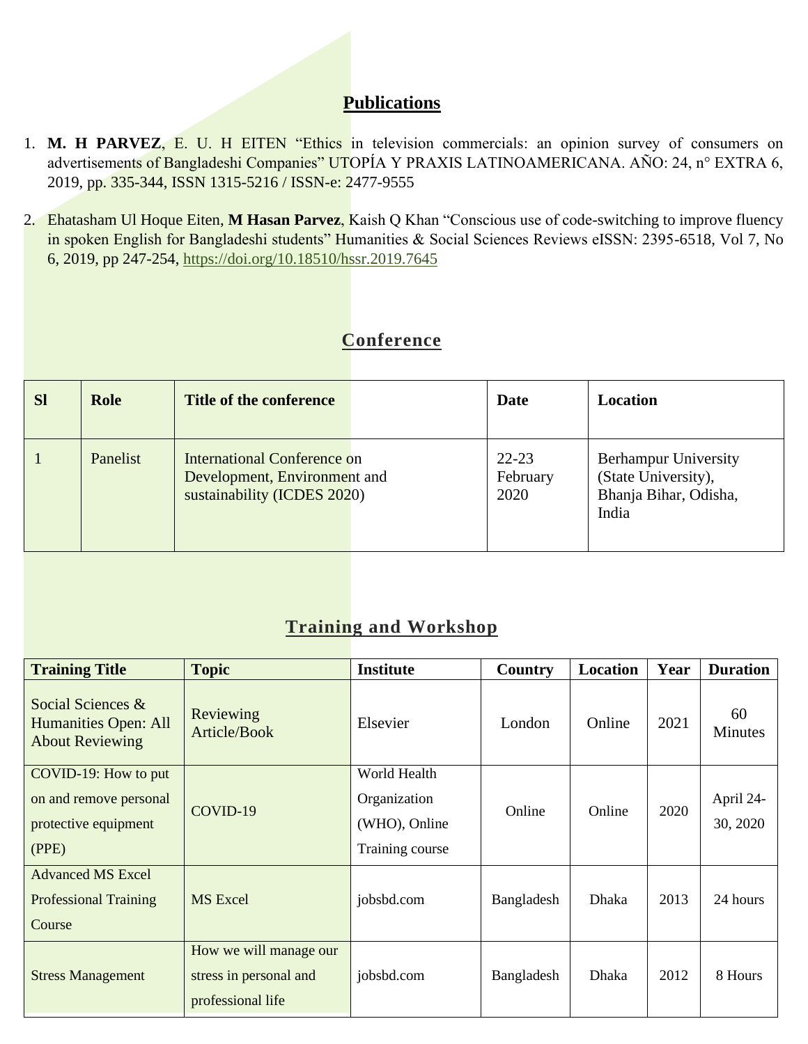## Publications

1. **M. H PARVEZ**, E. U. H EITEN "Ethics in television commercials: an opinion survey of consumers on advertisements of Bangladeshi Companies" UTOPÍA Y PRAXIS LATINOAMERICANA. AÑO: 24, n° EXTRA 6, 2019, pp. 335-344, ISSN 1315-5216 / ISSN-e: 2477-9555

2. Ehatasham Ul Hoque Eiten, **M Hasan Parvez**, Kaish Q Khan "Conscious use of code-switching to improve fluency in spoken English for Bangladeshi students" Humanities & Social Sciences Reviews eISSN: 2395-6518, Vol 7, No 6, 2019, pp 247-254, https://doi.org/10.18510/hssr.2019.7645

## Conference

| Sl | Role | Title of the conference | Date | Location |
|---|---|---|---|---|
| 1 | Panelist | International Conference on Development, Environment and sustainability (ICDES 2020) | 22-23 February 2020 | Berhampur University (State University), Bhanja Bihar, Odisha, India |

## Training and Workshop

| Training Title | Topic | Institute | Country | Location | Year | Duration |
|---|---|---|---|---|---|---|
| Social Sciences & Humanities Open: All About Reviewing | Reviewing Article/Book | Elsevier | London | Online | 2021 | 60 Minutes |
| COVID-19: How to put on and remove personal protective equipment (PPE) | COVID-19 | World Health Organization (WHO), Online Training course | Online | Online | 2020 | April 24-30, 2020 |
| Advanced MS Excel Professional Training Course | MS Excel | jobsbd.com | Bangladesh | Dhaka | 2013 | 24 hours |
| Stress Management | How we will manage our stress in personal and professional life | jobsbd.com | Bangladesh | Dhaka | 2012 | 8 Hours |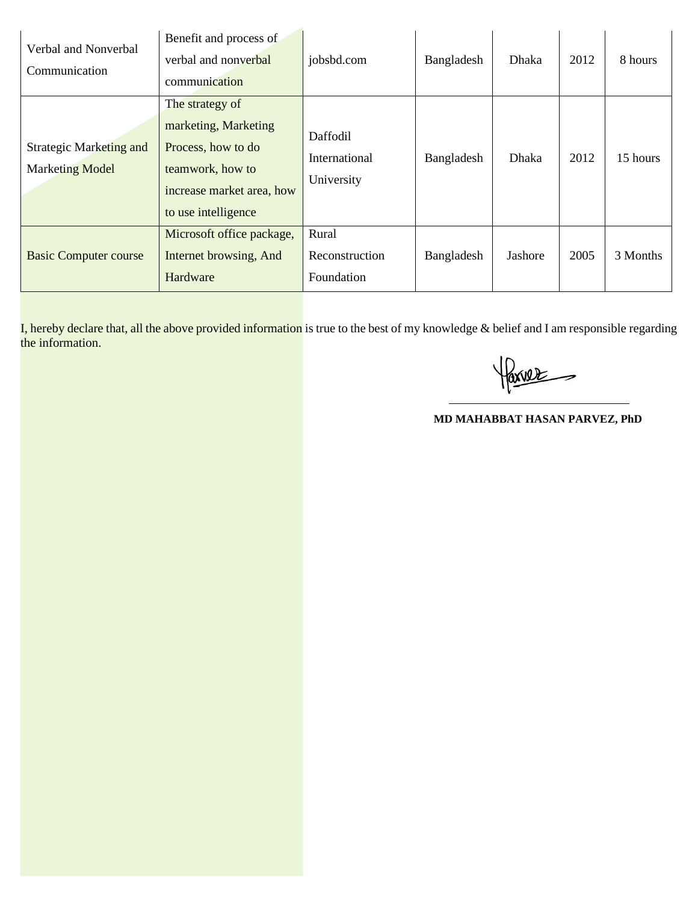| | | | | | | |
|---|---|---|---|---|---|---|
| Verbal and Nonverbal Communication | Benefit and process of verbal and nonverbal communication | jobsbd.com | Bangladesh | Dhaka | 2012 | 8 hours |
| Strategic Marketing and Marketing Model | The strategy of marketing, Marketing Process, how to do teamwork, how to increase market area, how to use intelligence | Daffodil International University | Bangladesh | Dhaka | 2012 | 15 hours |
| Basic Computer course | Microsoft office package, Internet browsing, And Hardware | Rural Reconstruction Foundation | Bangladesh | Jashore | 2005 | 3 Months |

I, hereby declare that, all the above provided information is true to the best of my knowledge & belief and I am responsible regarding the information.

**MD MAHABBAT HASAN PARVEZ, PhD**